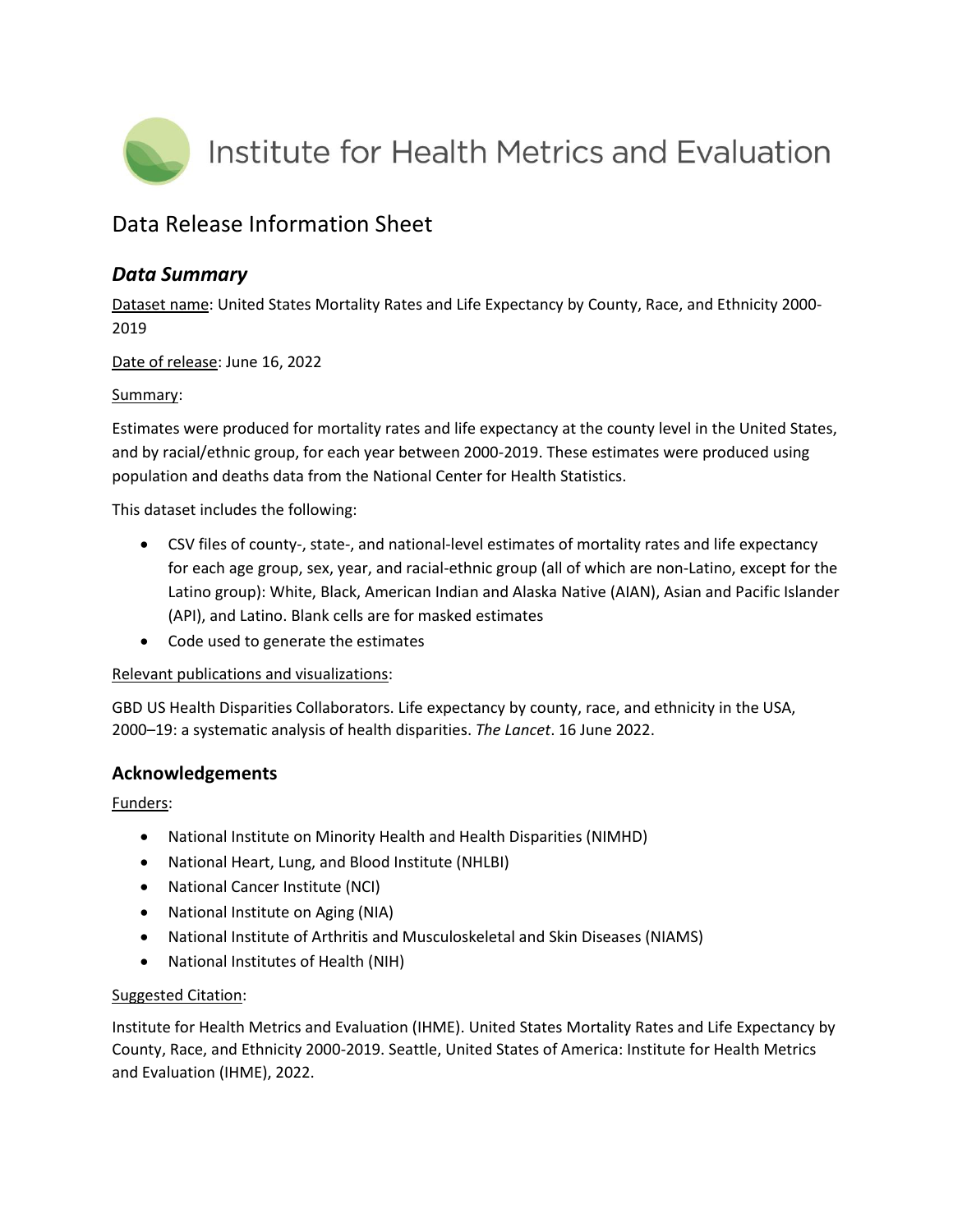# Institute for Health Metrics and Evaluation

## Data Release Information Sheet

### *Data Summary*

Dataset name: United States Mortality Rates and Life Expectancy by County, Race, and Ethnicity 2000-2019

Date of release: June 16, 2022

Summary:

Estimates were produced for mortality rates and life expectancy at the county level in the United States, and by racial/ethnic group, for each year between 2000-2019. These estimates were produced using population and deaths data from the National Center for Health Statistics.

This dataset includes the following:

- CSV files of county-, state-, and national-level estimates of mortality rates and life expectancy for each age group, sex, year, and racial-ethnic group (all of which are non-Latino, except for the Latino group): White, Black, American Indian and Alaska Native (AIAN), Asian and Pacific Islander (API), and Latino. Blank cells are for masked estimates
- Code used to generate the estimates

Relevant publications and visualizations:

GBD US Health Disparities Collaborators. Life expectancy by county, race, and ethnicity in the USA, 2000–19: a systematic analysis of health disparities. *The Lancet*. 16 June 2022.

### Acknowledgements

Funders:

- National Institute on Minority Health and Health Disparities (NIMHD)
- National Heart, Lung, and Blood Institute (NHLBI)
- National Cancer Institute (NCI)
- National Institute on Aging (NIA)
- National Institute of Arthritis and Musculoskeletal and Skin Diseases (NIAMS)
- National Institutes of Health (NIH)

Suggested Citation:

Institute for Health Metrics and Evaluation (IHME). United States Mortality Rates and Life Expectancy by County, Race, and Ethnicity 2000-2019. Seattle, United States of America: Institute for Health Metrics and Evaluation (IHME), 2022.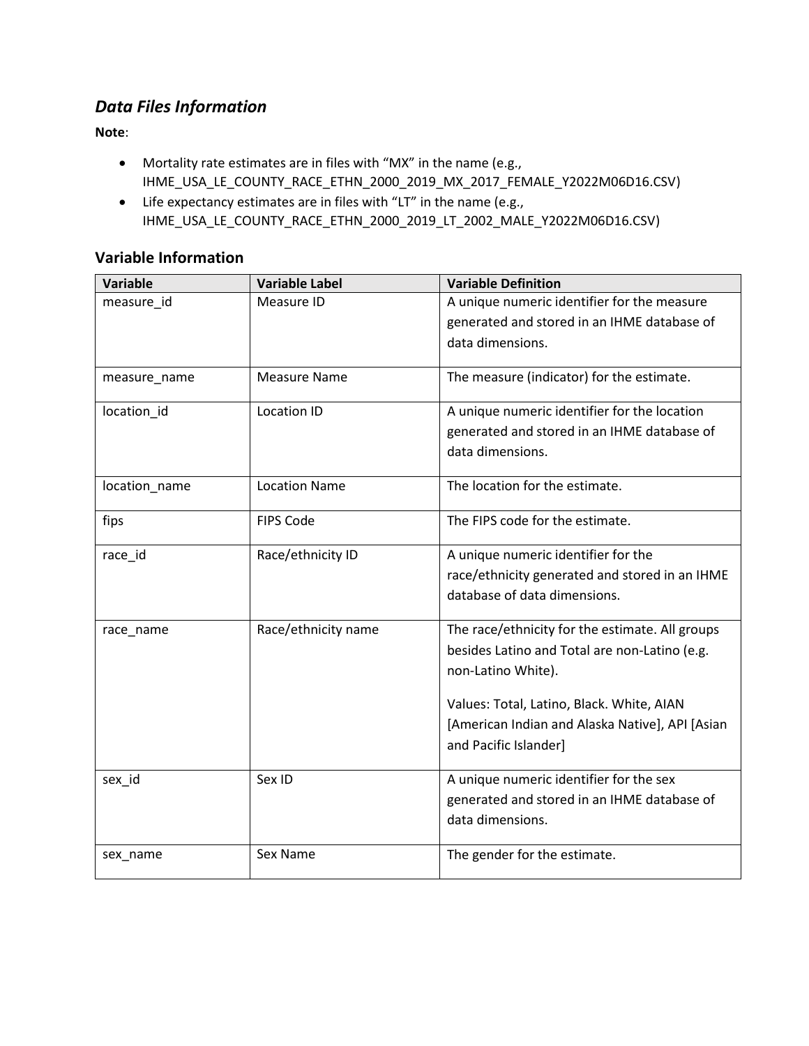## *Data Files Information*

**Note**:

- Mortality rate estimates are in files with "MX" in the name (e.g., IHME_USA_LE_COUNTY_RACE_ETHN_2000_2019_MX_2017_FEMALE_Y2022M06D16.CSV)
- Life expectancy estimates are in files with "LT" in the name (e.g., IHME_USA_LE_COUNTY_RACE_ETHN_2000_2019_LT_2002_MALE_Y2022M06D16.CSV)

### Variable Information

| Variable | Variable Label | Variable Definition |
|---|---|---|
| measure_id | Measure ID | A unique numeric identifier for the measure generated and stored in an IHME database of data dimensions. |
| measure_name | Measure Name | The measure (indicator) for the estimate. |
| location_id | Location ID | A unique numeric identifier for the location generated and stored in an IHME database of data dimensions. |
| location_name | Location Name | The location for the estimate. |
| fips | FIPS Code | The FIPS code for the estimate. |
| race_id | Race/ethnicity ID | A unique numeric identifier for the race/ethnicity generated and stored in an IHME database of data dimensions. |
| race_name | Race/ethnicity name | The race/ethnicity for the estimate. All groups besides Latino and Total are non-Latino (e.g. non-Latino White).<br><br>Values: Total, Latino, Black. White, AIAN [American Indian and Alaska Native], API [Asian and Pacific Islander] |
| sex_id | Sex ID | A unique numeric identifier for the sex generated and stored in an IHME database of data dimensions. |
| sex_name | Sex Name | The gender for the estimate. |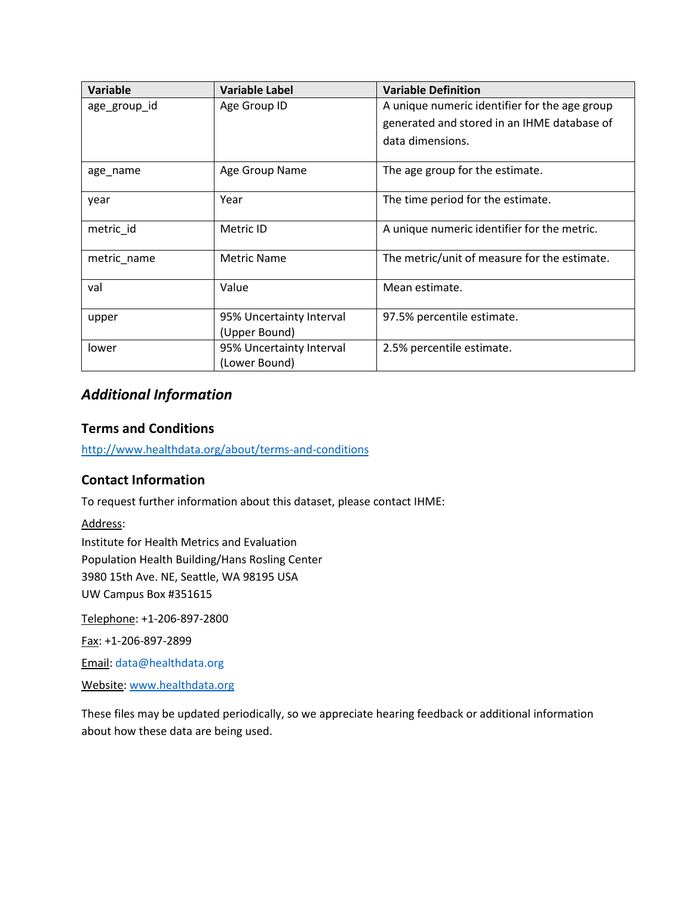| Variable | Variable Label | Variable Definition |
| --- | --- | --- |
| age_group_id | Age Group ID | A unique numeric identifier for the age group generated and stored in an IHME database of data dimensions. |
| age_name | Age Group Name | The age group for the estimate. |
| year | Year | The time period for the estimate. |
| metric_id | Metric ID | A unique numeric identifier for the metric. |
| metric_name | Metric Name | The metric/unit of measure for the estimate. |
| val | Value | Mean estimate. |
| upper | 95% Uncertainty Interval (Upper Bound) | 97.5% percentile estimate. |
| lower | 95% Uncertainty Interval (Lower Bound) | 2.5% percentile estimate. |

## *Additional Information*

### Terms and Conditions

http://www.healthdata.org/about/terms-and-conditions

### Contact Information

To request further information about this dataset, please contact IHME:

Address:
Institute for Health Metrics and Evaluation
Population Health Building/Hans Rosling Center
3980 15th Ave. NE, Seattle, WA 98195 USA
UW Campus Box #351615

Telephone: +1-206-897-2800

Fax: +1-206-897-2899

Email: data@healthdata.org

Website: www.healthdata.org

These files may be updated periodically, so we appreciate hearing feedback or additional information about how these data are being used.